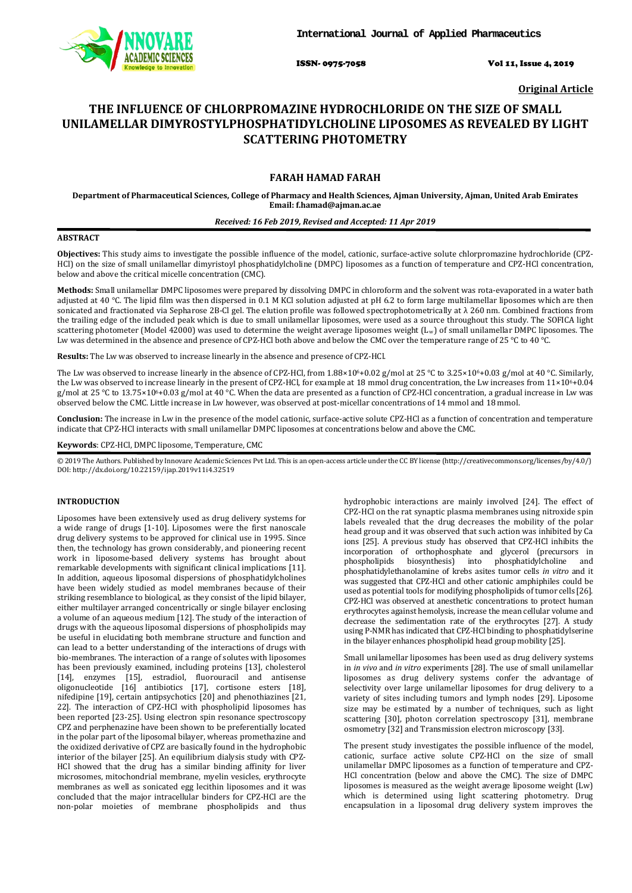**Original Article**

# THE INFLUENCE OF CHLORPROMAZINE HYDROCHLORIDE ON THE SIZE OF SMALL UNILAMELLAR DIMYROSTYLPHOSPHATIDYLCHOLINE LIPOSOMES AS REVEALED BY LIGHT SCATTERING PHOTOMETRY

**FARAH HAMAD FARAH**

**Department of Pharmaceutical Sciences, College of Pharmacy and Health Sciences, Ajman University, Ajman, United Arab Emirates**
**Email: f.hamad@ajman.ac.ae**

***Received: 16 Feb 2019, Revised and Accepted: 11 Apr 2019***

## ABSTRACT

**Objectives:** This study aims to investigate the possible influence of the model, cationic, surface-active solute chlorpromazine hydrochloride (CPZ-HCl) on the size of small unilamellar dimyristoyl phosphatidylcholine (DMPC) liposomes as a function of temperature and CPZ-HCl concentration, below and above the critical micelle concentration (CMC).

**Methods:** Small unilamellar DMPC liposomes were prepared by dissolving DMPC in chloroform and the solvent was rota-evaporated in a water bath adjusted at 40 °C. The lipid film was then dispersed in 0.1 M KCl solution adjusted at pH 6.2 to form large multilamellar liposomes which are then sonicated and fractionated via Sepharose 2B-Cl gel. The elution profile was followed spectrophotometrically at λ 260 nm. Combined fractions from the trailing edge of the included peak which is due to small unilamellar liposomes, were used as a source throughout this study. The SOFICA light scattering photometer (Model 42000) was used to determine the weight average liposomes weight ($L_w$) of small unilamellar DMPC liposomes. The Lw was determined in the absence and presence of CPZ-HCl both above and below the CMC over the temperature range of 25 °C to 40 °C.

**Results:** The Lw was observed to increase linearly in the absence and presence of CPZ-HCl.

The Lw was observed to increase linearly in the absence of CPZ-HCl, from $1.88\times10^6$+0.02 g/mol at 25 °C to $3.25\times10^6$+0.03 g/mol at 40 °C. Similarly, the Lw was observed to increase linearly in the present of CPZ-HCl, for example at 18 mmol drug concentration, the Lw increases from $11\times10^6$+0.04 g/mol at 25 °C to $13.75\times10^6$+0.03 g/mol at 40 °C. When the data are presented as a function of CPZ-HCl concentration, a gradual increase in Lw was observed below the CMC. Little increase in Lw however, was observed at post-micellar concentrations of 14 mmol and 18 mmol.

**Conclusion:** The increase in Lw in the presence of the model cationic, surface-active solute CPZ-HCl as a function of concentration and temperature indicate that CPZ-HCl interacts with small unilamellar DMPC liposomes at concentrations below and above the CMC.

**Keywords**: CPZ-HCl, DMPC liposome, Temperature, CMC

© 2019 The Authors. Published by Innovare Academic Sciences Pvt Ltd. This is an open-access article under the CC BY license (http://creativecommons.org/licenses/by/4.0/)
DOI: http://dx.doi.org/10.22159/ijap.2019v11i4.32519

## INTRODUCTION

Liposomes have been extensively used as drug delivery systems for a wide range of drugs [1-10]. Liposomes were the first nanoscale drug delivery systems to be approved for clinical use in 1995. Since then, the technology has grown considerably, and pioneering recent work in liposome-based delivery systems has brought about remarkable developments with significant clinical implications [11]. In addition, aqueous liposomal dispersions of phosphatidylcholines have been widely studied as model membranes because of their striking resemblance to biological, as they consist of the lipid bilayer, either multilayer arranged concentrically or single bilayer enclosing a volume of an aqueous medium [12]. The study of the interaction of drugs with the aqueous liposomal dispersions of phospholipids may be useful in elucidating both membrane structure and function and can lead to a better understanding of the interactions of drugs with bio-membranes. The interaction of a range of solutes with liposomes has been previously examined, including proteins [13], cholesterol [14], enzymes [15], estradiol, fluorouracil and antisense oligonucleotide [16] antibiotics [17], cortisone esters [18], nifedipine [19], certain antipsychotics [20] and phenothiazines [21, 22]. The interaction of CPZ-HCl with phospholipid liposomes has been reported [23-25]. Using electron spin resonance spectroscopy CPZ and perphenazine have been shown to be preferentially located in the polar part of the liposomal bilayer, whereas promethazine and the oxidized derivative of CPZ are basically found in the hydrophobic interior of the bilayer [25]. An equilibrium dialysis study with CPZ-HCl showed that the drug has a similar binding affinity for liver microsomes, mitochondrial membrane, myelin vesicles, erythrocyte membranes as well as sonicated egg lecithin liposomes and it was concluded that the major intracellular binders for CPZ-HCl are the non-polar moieties of membrane phospholipids and thus hydrophobic interactions are mainly involved [24]. The effect of CPZ-HCl on the rat synaptic plasma membranes using nitroxide spin labels revealed that the drug decreases the mobility of the polar head group and it was observed that such action was inhibited by Ca ions [25]. A previous study has observed that CPZ-HCl inhibits the incorporation of orthophosphate and glycerol (precursors in phospholipids biosynthesis) into phosphatidylcholine and phosphatidylethanolamine of krebs asites tumor cells *in vitro* and it was suggested that CPZ-HCl and other cationic amphiphiles could be used as potential tools for modifying phospholipids of tumor cells [26]. CPZ-HCl was observed at anesthetic concentrations to protect human erythrocytes against hemolysis, increase the mean cellular volume and decrease the sedimentation rate of the erythrocytes [27]. A study using P-NMR has indicated that CPZ-HCl binding to phosphatidylserine in the bilayer enhances phospholipid head group mobility [25].

Small unilamellar liposomes has been used as drug delivery systems in *in vivo* and *in vitro* experiments [28]. The use of small unilamellar liposomes as drug delivery systems confer the advantage of selectivity over large unilamellar liposomes for drug delivery to a variety of sites including tumors and lymph nodes [29]. Liposome size may be estimated by a number of techniques, such as light scattering [30], photon correlation spectroscopy [31], membrane osmometry [32] and Transmission electron microscopy [33].

The present study investigates the possible influence of the model, cationic, surface active solute CPZ-HCl on the size of small unilamellar DMPC liposomes as a function of temperature and CPZ-HCl concentration (below and above the CMC). The size of DMPC liposomes is measured as the weight average liposome weight (Lw) which is determined using light scattering photometry. Drug encapsulation in a liposomal drug delivery system improves the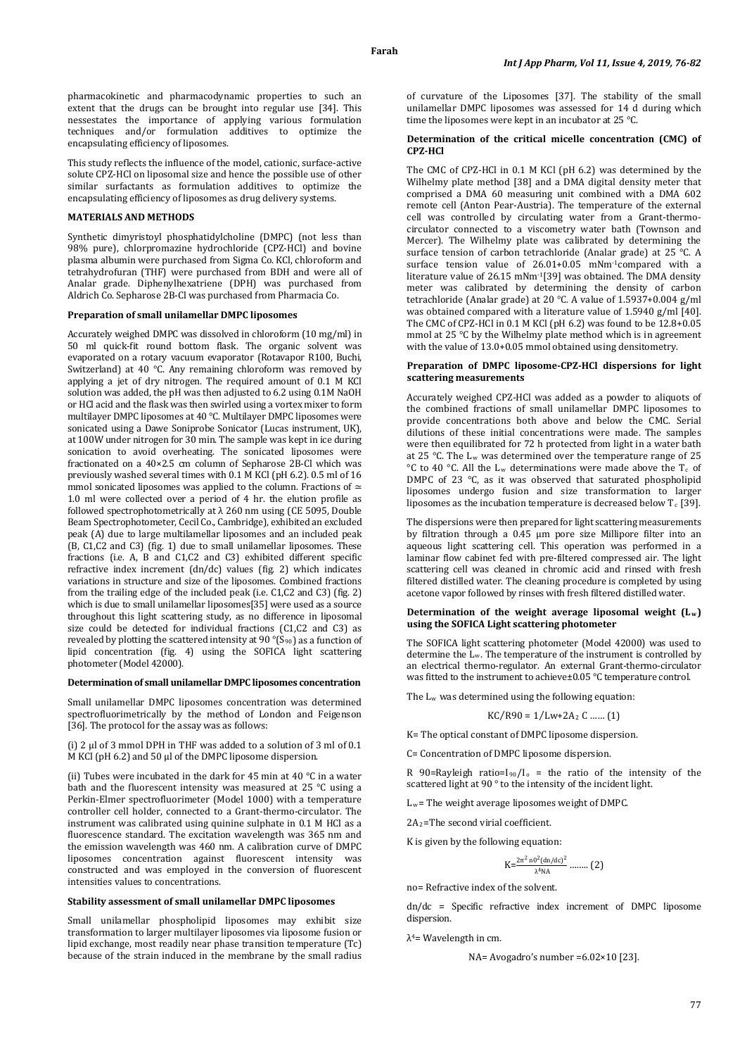pharmacokinetic and pharmacodynamic properties to such an extent that the drugs can be brought into regular use [34]. This nessestates the importance of applying various formulation techniques and/or formulation additives to optimize the encapsulating efficiency of liposomes.

This study reflects the influence of the model, cationic, surface-active solute CPZ-HCl on liposomal size and hence the possible use of other similar surfactants as formulation additives to optimize the encapsulating efficiency of liposomes as drug delivery systems.

## MATERIALS AND METHODS

Synthetic dimyristoyl phosphatidylcholine (DMPC) (not less than 98% pure), chlorpromazine hydrochloride (CPZ-HCl) and bovine plasma albumin were purchased from Sigma Co. KCl, chloroform and tetrahydrofuran (THF) were purchased from BDH and were all of Analar grade. Diphenylhexatriene (DPH) was purchased from Aldrich Co. Sepharose 2B-Cl was purchased from Pharmacia Co.

### Preparation of small unilamellar DMPC liposomes

Accurately weighed DMPC was dissolved in chloroform (10 mg/ml) in 50 ml quick-fit round bottom flask. The organic solvent was evaporated on a rotary vacuum evaporator (Rotavapor R100, Buchi, Switzerland) at 40 °C. Any remaining chloroform was removed by applying a jet of dry nitrogen. The required amount of 0.1 M KCl solution was added, the pH was then adjusted to 6.2 using 0.1M NaOH or HCl acid and the flask was then swirled using a vortex mixer to form multilayer DMPC liposomes at 40 °C. Multilayer DMPC liposomes were sonicated using a Dawe Soniprobe Sonicator (Lucas instrument, UK), at 100W under nitrogen for 30 min. The sample was kept in ice during sonication to avoid overheating. The sonicated liposomes were fractionated on a 40×2.5 cm column of Sepharose 2B-Cl which was previously washed several times with 0.1 M KCl (pH 6.2). 0.5 ml of 16 mmol sonicated liposomes was applied to the column. Fractions of ≃ 1.0 ml were collected over a period of 4 hr. the elution profile as followed spectrophotometrically at λ 260 nm using (CE 5095, Double Beam Spectrophotometer, Cecil Co., Cambridge), exhibited an excluded peak (A) due to large multilamellar liposomes and an included peak (B, C1,C2 and C3) (fig. 1) due to small unilamellar liposomes. These fractions (i.e. A, B and C1,C2 and C3) exhibited different specific refractive index increment (dn/dc) values (fig. 2) which indicates variations in structure and size of the liposomes. Combined fractions from the trailing edge of the included peak (i.e. C1,C2 and C3) (fig. 2) which is due to small unilamellar liposomes[35] were used as a source throughout this light scattering study, as no difference in liposomal size could be detected for individual fractions (C1,C2 and C3) as revealed by plotting the scattered intensity at 90 °($S_{90}$) as a function of lipid concentration (fig. 4) using the SOFICA light scattering photometer (Model 42000).

### Determination of small unilamellar DMPC liposomes concentration

Small unilamellar DMPC liposomes concentration was determined spectrofluorimetrically by the method of London and Feigenson [36]. The protocol for the assay was as follows:

(i) 2 µl of 3 mmol DPH in THF was added to a solution of 3 ml of 0.1 M KCl (pH 6.2) and 50 µl of the DMPC liposome dispersion.

(ii) Tubes were incubated in the dark for 45 min at 40 °C in a water bath and the fluorescent intensity was measured at 25 °C using a Perkin-Elmer spectrofluorimeter (Model 1000) with a temperature controller cell holder, connected to a Grant-thermo-circulator. The instrument was calibrated using quinine sulphate in 0.1 M HCl as a fluorescence standard. The excitation wavelength was 365 nm and the emission wavelength was 460 nm. A calibration curve of DMPC liposomes concentration against fluorescent intensity was constructed and was employed in the conversion of fluorescent intensities values to concentrations.

### Stability assessment of small unilamellar DMPC liposomes

Small unilamellar phospholipid liposomes may exhibit size transformation to larger multilayer liposomes via liposome fusion or lipid exchange, most readily near phase transition temperature (Tc) because of the strain induced in the membrane by the small radius of curvature of the Liposomes [37]. The stability of the small unilamellar DMPC liposomes was assessed for 14 d during which time the liposomes were kept in an incubator at 25 °C.

### Determination of the critical micelle concentration (CMC) of CPZ-HCl

The CMC of CPZ-HCl in 0.1 M KCl (pH 6.2) was determined by the Wilhelmy plate method [38] and a DMA digital density meter that comprised a DMA 60 measuring unit combined with a DMA 602 remote cell (Anton Pear-Austria). The temperature of the external cell was controlled by circulating water from a Grant-thermo-circulator connected to a viscometry water bath (Townson and Mercer). The Wilhelmy plate was calibrated by determining the surface tension of carbon tetrachloride (Analar grade) at 25 °C. A surface tension value of 26.01+0.05 $mNm^{-1}$compared with a literature value of 26.15 $mNm^{-1}$[39] was obtained. The DMA density meter was calibrated by determining the density of carbon tetrachloride (Analar grade) at 20 °C. A value of 1.5937+0.004 g/ml was obtained compared with a literature value of 1.5940 g/ml [40]. The CMC of CPZ-HCl in 0.1 M KCl (pH 6.2) was found to be 12.8+0.05 mmol at 25 °C by the Wilhelmy plate method which is in agreement with the value of 13.0+0.05 mmol obtained using densitometry.

### Preparation of DMPC liposome-CPZ-HCl dispersions for light scattering measurements

Accurately weighed CPZ-HCl was added as a powder to aliquots of the combined fractions of small unilamellar DMPC liposomes to provide concentrations both above and below the CMC. Serial dilutions of these initial concentrations were made. The samples were then equilibrated for 72 h protected from light in a water bath at 25 °C. The $L_w$ was determined over the temperature range of 25 °C to 40 °C. All the $L_w$ determinations were made above the $T_c$ of DMPC of 23 °C, as it was observed that saturated phospholipid liposomes undergo fusion and size transformation to larger liposomes as the incubation temperature is decreased below $T_c$ [39].

The dispersions were then prepared for light scattering measurements by filtration through a 0.45 µm pore size Millipore filter into an aqueous light scattering cell. This operation was performed in a laminar flow cabinet fed with pre-filtered compressed air. The light scattering cell was cleaned in chromic acid and rinsed with fresh filtered distilled water. The cleaning procedure is completed by using acetone vapor followed by rinses with fresh filtered distilled water.

### Determination of the weight average liposomal weight ($L_w$) using the SOFICA Light scattering photometer

The SOFICA light scattering photometer (Model 42000) was used to determine the $L_w$. The temperature of the instrument is controlled by an electrical thermo-regulator. An external Grant-thermo-circulator was fitted to the instrument to achieve±0.05 °C temperature control.

The $L_w$ was determined using the following equation:

$$KC/R90 = 1/Lw+2A_2\,C \;\ldots\ldots (1)$$

K= The optical constant of DMPC liposome dispersion.

C= Concentration of DMPC liposome dispersion.

R 90=Rayleigh ratio=$I_{90}/I_o$ = the ratio of the intensity of the scattered light at 90 ° to the intensity of the incident light.

$L_w$= The weight average liposomes weight of DMPC.

$2A_2$=The second virial coefficient.

K is given by the following equation:

$$K=\frac{2\pi^2\, n0^2(dn/dc)^2}{\lambda^4 NA} \;\ldots\ldots (2)$$

no= Refractive index of the solvent.

dn/dc = Specific refractive index increment of DMPC liposome dispersion.

$\lambda^4$= Wavelength in cm.

NA= Avogadro's number =6.02×10 [23].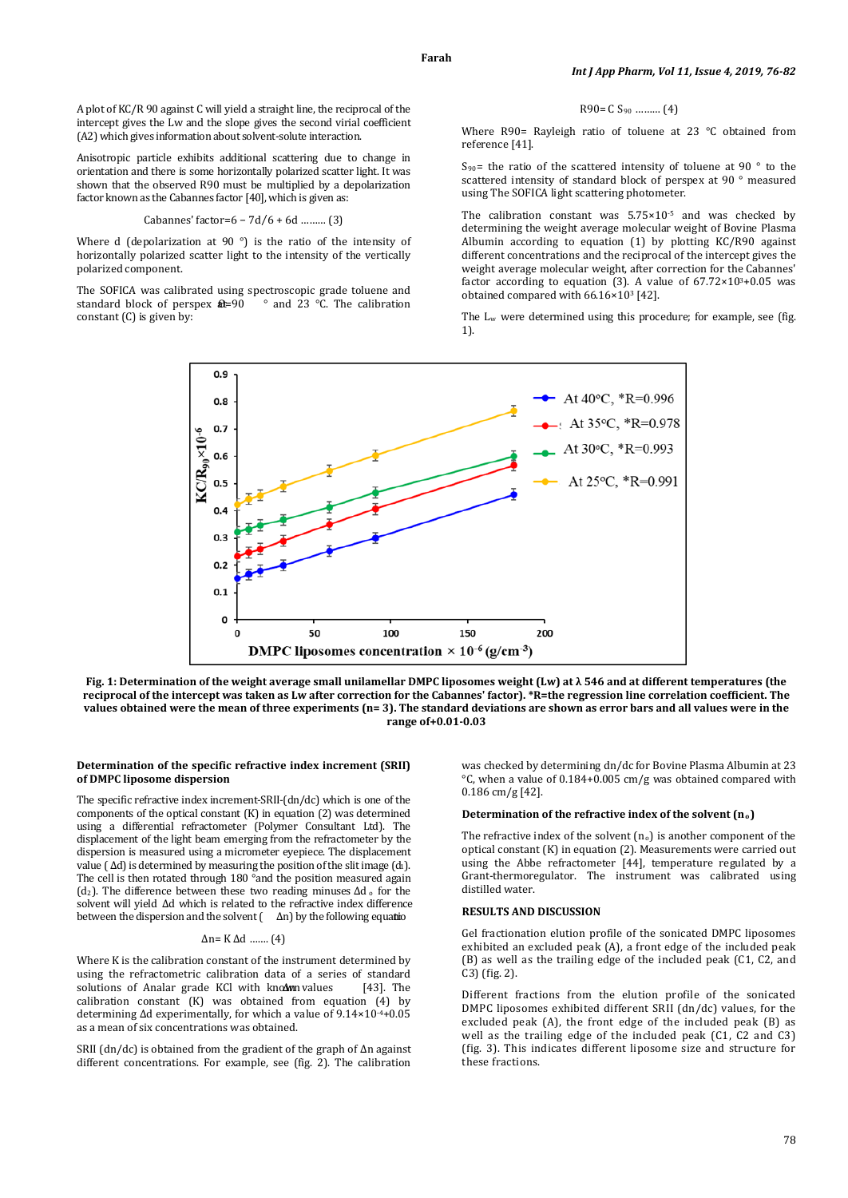A plot of KC/R 90 against C will yield a straight line, the reciprocal of the intercept gives the Lw and the slope gives the second virial coefficient (A2) which gives information about solvent-solute interaction.

Anisotropic particle exhibits additional scattering due to change in orientation and there is some horizontally polarized scatter light. It was shown that the observed R90 must be multiplied by a depolarization factor known as the Cabannes factor [40], which is given as:

$$\text{Cabannes' factor} = 6 - 7d/6 + 6d \ \ldots\ldots\ (3)$$

Where d (depolarization at 90 °) is the ratio of the intensity of horizontally polarized scatter light to the intensity of the vertically polarized component.

The SOFICA was calibrated using spectroscopic grade toluene and standard block of perspex at θ=90 ° and 23 °C. The calibration constant (C) is given by:

$$R90 = C\, S_{90} \ \ldots\ldots\ (4)$$

Where R90= Rayleigh ratio of toluene at 23 °C obtained from reference [41].

$S_{90}$= the ratio of the scattered intensity of toluene at 90 ° to the scattered intensity of standard block of perspex at 90 ° measured using The SOFICA light scattering photometer.

The calibration constant was $5.75\times10^{-5}$ and was checked by determining the weight average molecular weight of Bovine Plasma Albumin according to equation (1) by plotting KC/R90 against different concentrations and the reciprocal of the intercept gives the weight average molecular weight, after correction for the Cabannes' factor according to equation (3). A value of $67.72\times10^{3}$+0.05 was obtained compared with $66.16\times10^{3}$ [42].

The $L_w$ were determined using this procedure; for example, see (fig. 1).

**Fig. 1: Determination of the weight average small unilamellar DMPC liposomes weight (Lw) at λ 546 and at different temperatures (the reciprocal of the intercept was taken as Lw after correction for the Cabannes' factor). *R=the regression line correlation coefficient. The values obtained were the mean of three experiments (n= 3). The standard deviations are shown as error bars and all values were in the range of+0.01-0.03**

## Determination of the specific refractive index increment (SRII) of DMPC liposome dispersion

The specific refractive index increment-SRII-(dn/dc) which is one of the components of the optical constant (K) in equation (2) was determined using a differential refractometer (Polymer Consultant Ltd). The displacement of the light beam emerging from the refractometer by the dispersion is measured using a micrometer eyepiece. The displacement value (Δd) is determined by measuring the position of the slit image ($d_1$). The cell is then rotated through 180 °and the position measured again ($d_2$). The difference between these two reading minuses $\Delta d_o$ for the solvent will yield Δd which is related to the refractive index difference between the dispersion and the solvent (Δn) by the following equation

$$\Delta n = K\, \Delta d \ \ldots\ldots\ (4)$$

Where K is the calibration constant of the instrument determined by using the refractometric calibration data of a series of standard solutions of Analar grade KCl with known Δn values [43]. The calibration constant (K) was obtained from equation (4) by determining Δd experimentally, for which a value of $9.14\times10^{-4}$+0.05 as a mean of six concentrations was obtained.

SRII (dn/dc) is obtained from the gradient of the graph of Δn against different concentrations. For example, see (fig. 2). The calibration was checked by determining dn/dc for Bovine Plasma Albumin at 23 °C, when a value of 0.184+0.005 cm/g was obtained compared with 0.186 cm/g [42].

## Determination of the refractive index of the solvent ($n_o$)

The refractive index of the solvent ($n_o$) is another component of the optical constant (K) in equation (2). Measurements were carried out using the Abbe refractometer [44], temperature regulated by a Grant-thermoregulator. The instrument was calibrated using distilled water.

## RESULTS AND DISCUSSION

Gel fractionation elution profile of the sonicated DMPC liposomes exhibited an excluded peak (A), a front edge of the included peak (B) as well as the trailing edge of the included peak (C1, C2, and C3) (fig. 2).

Different fractions from the elution profile of the sonicated DMPC liposomes exhibited different SRII (dn/dc) values, for the excluded peak (A), the front edge of the included peak (B) as well as the trailing edge of the included peak (C1, C2 and C3) (fig. 3). This indicates different liposome size and structure for these fractions.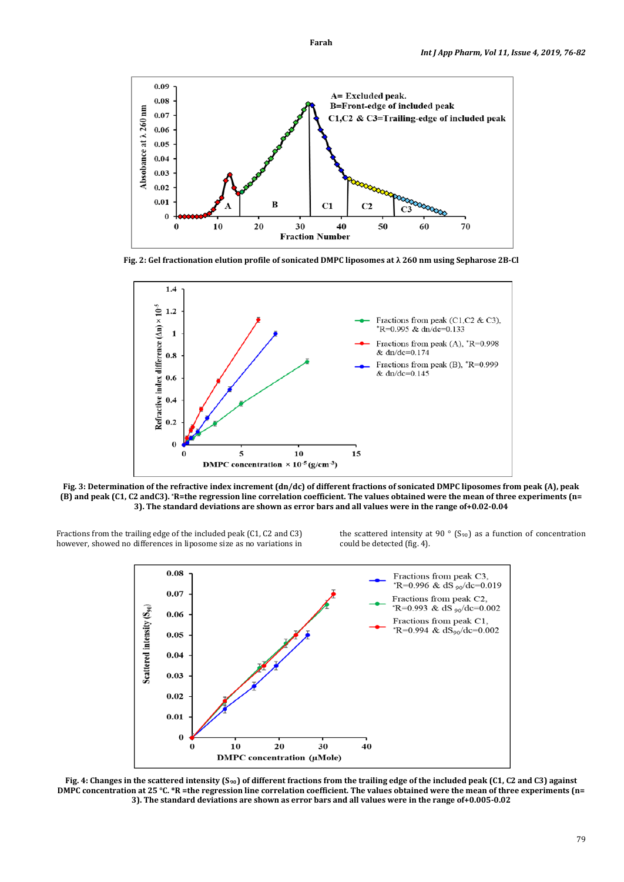Fig. 2: Gel fractionation elution profile of sonicated DMPC liposomes at λ 260 nm using Sepharose 2B-Cl

Fig. 3: Determination of the refractive index increment (dn/dc) of different fractions of sonicated DMPC liposomes from peak (A), peak (B) and peak (C1, C2 andC3). *R=the regression line correlation coefficient. The values obtained were the mean of three experiments (n= 3). The standard deviations are shown as error bars and all values were in the range of+0.02-0.04

Fractions from the trailing edge of the included peak (C1, C2 and C3) however, showed no differences in liposome size as no variations in the scattered intensity at 90 ° ($S_{90}$) as a function of concentration could be detected (fig. 4).

Fig. 4: Changes in the scattered intensity ($S_{90}$) of different fractions from the trailing edge of the included peak (C1, C2 and C3) against DMPC concentration at 25 °C. *R =the regression line correlation coefficient. The values obtained were the mean of three experiments (n= 3). The standard deviations are shown as error bars and all values were in the range of+0.005-0.02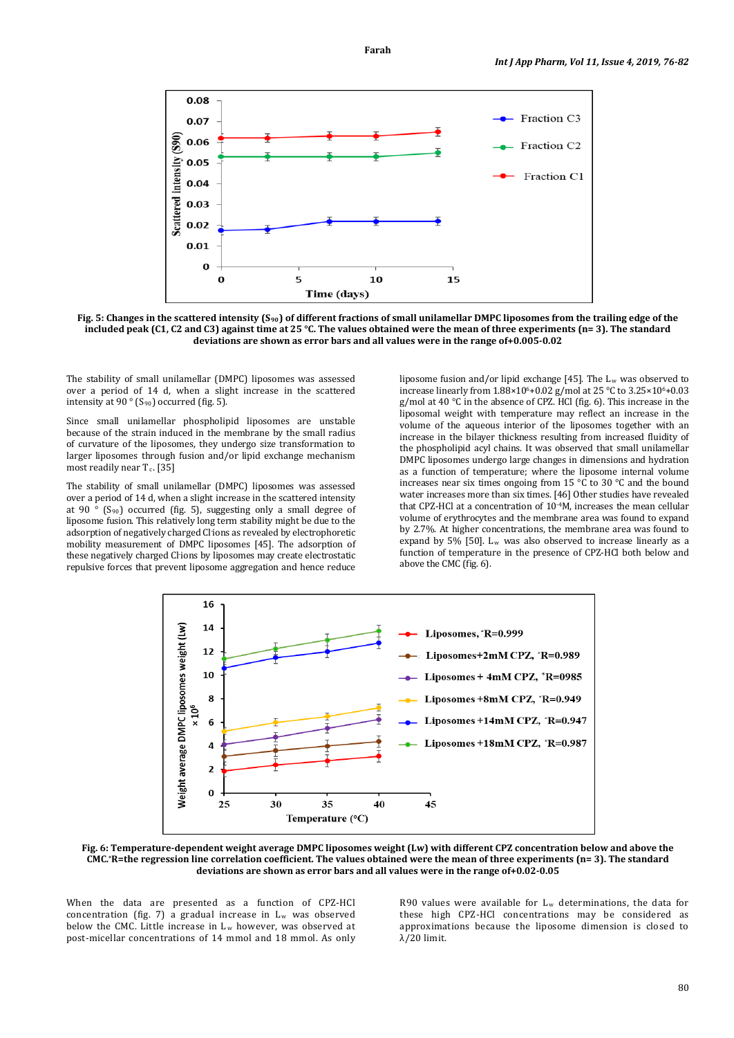**Fig. 5: Changes in the scattered intensity ($S_{90}$) of different fractions of small unilamellar DMPC liposomes from the trailing edge of the included peak (C1, C2 and C3) against time at 25 °C. The values obtained were the mean of three experiments (n= 3). The standard deviations are shown as error bars and all values were in the range of+0.005-0.02**

The stability of small unilamellar (DMPC) liposomes was assessed over a period of 14 d, when a slight increase in the scattered intensity at 90 ° ($S_{90}$) occurred (fig. 5).

Since small unilamellar phospholipid liposomes are unstable because of the strain induced in the membrane by the small radius of curvature of the liposomes, they undergo size transformation to larger liposomes through fusion and/or lipid exchange mechanism most readily near $T_c$. [35]

The stability of small unilamellar (DMPC) liposomes was assessed over a period of 14 d, when a slight increase in the scattered intensity at 90 ° ($S_{90}$) occurred (fig. 5), suggesting only a small degree of liposome fusion. This relatively long term stability might be due to the adsorption of negatively charged $Cl^-$ ions as revealed by electrophoretic mobility measurement of DMPC liposomes [45]. The adsorption of these negatively charged $Cl^-$ ions by liposomes may create electrostatic repulsive forces that prevent liposome aggregation and hence reduce liposome fusion and/or lipid exchange [45]. The $L_w$ was observed to increase linearly from $1.88\times10^6$+0.02 g/mol at 25 °C to $3.25\times10^6$+0.03 g/mol at 40 °C in the absence of CPZ. HCl (fig. 6). This increase in the liposomal weight with temperature may reflect an increase in the volume of the aqueous interior of the liposomes together with an increase in the bilayer thickness resulting from increased fluidity of the phospholipid acyl chains. It was observed that small unilamellar DMPC liposomes undergo large changes in dimensions and hydration as a function of temperature; where the liposome internal volume increases near six times ongoing from 15 °C to 30 °C and the bound water increases more than six times. [46] Other studies have revealed that CPZ-HCl at a concentration of $10^{-4}$M, increases the mean cellular volume of erythrocytes and the membrane area was found to expand by 2.7%. At higher concentrations, the membrane area was found to expand by 5% [50]. $L_w$ was also observed to increase linearly as a function of temperature in the presence of CPZ-HCl both below and above the CMC (fig. 6).

**Fig. 6: Temperature-dependent weight average DMPC liposomes weight (Lw) with different CPZ concentration below and above the CMC.*R=the regression line correlation coefficient. The values obtained were the mean of three experiments (n= 3). The standard deviations are shown as error bars and all values were in the range of+0.02-0.05**

When the data are presented as a function of CPZ-HCl concentration (fig. 7) a gradual increase in $L_w$ was observed below the CMC. Little increase in $L_w$ however, was observed at post-micellar concentrations of 14 mmol and 18 mmol. As only R90 values were available for $L_w$ determinations, the data for these high CPZ-HCl concentrations may be considered as approximations because the liposome dimension is closed to $\lambda$/20 limit.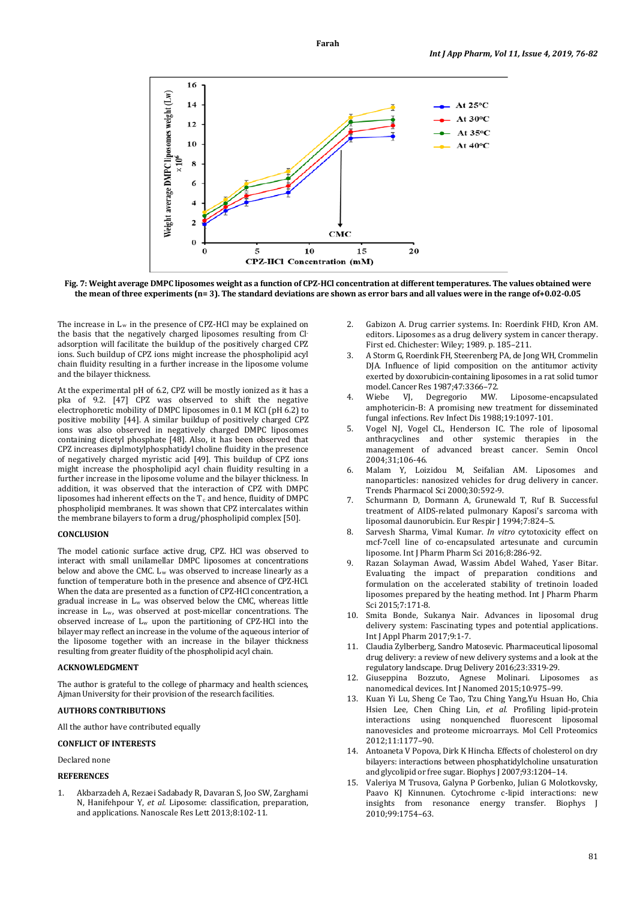Fig. 7: Weight average DMPC liposomes weight as a function of CPZ-HCl concentration at different temperatures. The values obtained were the mean of three experiments (n= 3). The standard deviations are shown as error bars and all values were in the range of+0.02-0.05

The increase in $L_w$ in the presence of CPZ-HCl may be explained on the basis that the negatively charged liposomes resulting from $Cl^-$ adsorption will facilitate the buildup of the positively charged CPZ ions. Such buildup of CPZ ions might increase the phospholipid acyl chain fluidity resulting in a further increase in the liposome volume and the bilayer thickness.

At the experimental pH of 6.2, CPZ will be mostly ionized as it has a pka of 9.2. [47] CPZ was observed to shift the negative electrophoretic mobility of DMPC liposomes in 0.1 M KCl (pH 6.2) to positive mobility [44]. A similar buildup of positively charged CPZ ions was also observed in negatively charged DMPC liposomes containing dicetyl phosphate [48]. Also, it has been observed that CPZ increases diplmotylphosphatidyl choline fluidity in the presence of negatively charged myristic acid [49]. This buildup of CPZ ions might increase the phospholipid acyl chain fluidity resulting in a further increase in the liposome volume and the bilayer thickness. In addition, it was observed that the interaction of CPZ with DMPC liposomes had inherent effects on the $T_c$ and hence, fluidity of DMPC phospholipid membranes. It was shown that CPZ intercalates within the membrane bilayers to form a drug/phospholipid complex [50].

## CONCLUSION

The model cationic surface active drug, CPZ. HCl was observed to interact with small unilamellar DMPC liposomes at concentrations below and above the CMC. $L_w$ was observed to increase linearly as a function of temperature both in the presence and absence of CPZ-HCl. When the data are presented as a function of CPZ-HCl concentration, a gradual increase in $L_w$ was observed below the CMC, whereas little increase in $L_w$, was observed at post-micellar concentrations. The observed increase of $L_w$ upon the partitioning of CPZ-HCl into the bilayer may reflect an increase in the volume of the aqueous interior of the liposome together with an increase in the bilayer thickness resulting from greater fluidity of the phospholipid acyl chain.

## ACKNOWLEDGMENT

The author is grateful to the college of pharmacy and health sciences, Ajman University for their provision of the research facilities.

## AUTHORS CONTRIBUTIONS

All the author have contributed equally

## CONFLICT OF INTERESTS

Declared none

## REFERENCES

1. Akbarzadeh A, Rezaei Sadabady R, Davaran S, Joo SW, Zarghami N, Hanifehpour Y, *et al.* Liposome: classification, preparation, and applications. Nanoscale Res Lett 2013;8:102-11.
2. Gabizon A. Drug carrier systems. In: Roerdink FHD, Kron AM. editors. Liposomes as a drug delivery system in cancer therapy. First ed. Chichester: Wiley; 1989. p. 185–211.
3. A Storm G, Roerdink FH, Steerenberg PA, de Jong WH, Crommelin DJA. Influence of lipid composition on the antitumor activity exerted by doxorubicin-containing liposomes in a rat solid tumor model. Cancer Res 1987;47:3366–72.
4. Wiebe VJ, Degregorio MW. Liposome-encapsulated amphotericin-B: A promising new treatment for disseminated fungal infections. Rev Infect Dis 1988;19:1097-101.
5. Vogel NJ, Vogel CL, Henderson IC. The role of liposomal anthracyclines and other systemic therapies in the management of advanced breast cancer. Semin Oncol 2004;31;106-46.
6. Malam Y, Loizidou M, Seifalian AM. Liposomes and nanoparticles: nanosized vehicles for drug delivery in cancer. Trends Pharmacol Sci 2000;30:592-9.
7. Schurmann D, Dormann A, Grunewald T, Ruf B. Successful treatment of AIDS-related pulmonary Kaposi's sarcoma with liposomal daunorubicin. Eur Respir J 1994;7:824–5.
8. Sarvesh Sharma, Vimal Kumar. *In vitro* cytotoxicity effect on mcf-7cell line of co-encapsulated artesunate and curcumin liposome. Int J Pharm Pharm Sci 2016;8:286-92.
9. Razan Solayman Awad, Wassim Abdel Wahed, Yaser Bitar. Evaluating the impact of preparation conditions and formulation on the accelerated stability of tretinoin loaded liposomes prepared by the heating method. Int J Pharm Pharm Sci 2015;7:171-8.
10. Smita Bonde, Sukanya Nair. Advances in liposomal drug delivery system: Fascinating types and potential applications. Int J Appl Pharm 2017;9:1-7.
11. Claudia Zylberberg, Sandro Matosevic. Pharmaceutical liposomal drug delivery: a review of new delivery systems and a look at the regulatory landscape. Drug Delivery 2016;23:3319-29.
12. Giuseppina Bozzuto, Agnese Molinari. Liposomes as nanomedical devices. Int J Nanomed 2015;10:975–99.
13. Kuan Yi Lu, Sheng Ce Tao, Tzu Ching Yang,Yu Hsuan Ho, Chia Hsien Lee, Chen Ching Lin, *et al.* Profiling lipid-protein interactions using nonquenched fluorescent liposomal nanovesicles and proteome microarrays. Mol Cell Proteomics 2012;11:1177–90.
14. Antoaneta V Popova, Dirk K Hincha. Effects of cholesterol on dry bilayers: interactions between phosphatidylcholine unsaturation and glycolipid or free sugar. Biophys J 2007;93:1204–14.
15. Valeriya M Trusova, Galyna P Gorbenko, Julian G Molotkovsky, Paavo KJ Kinnunen. Cytochrome c-lipid interactions: new insights from resonance energy transfer. Biophys J 2010;99:1754–63.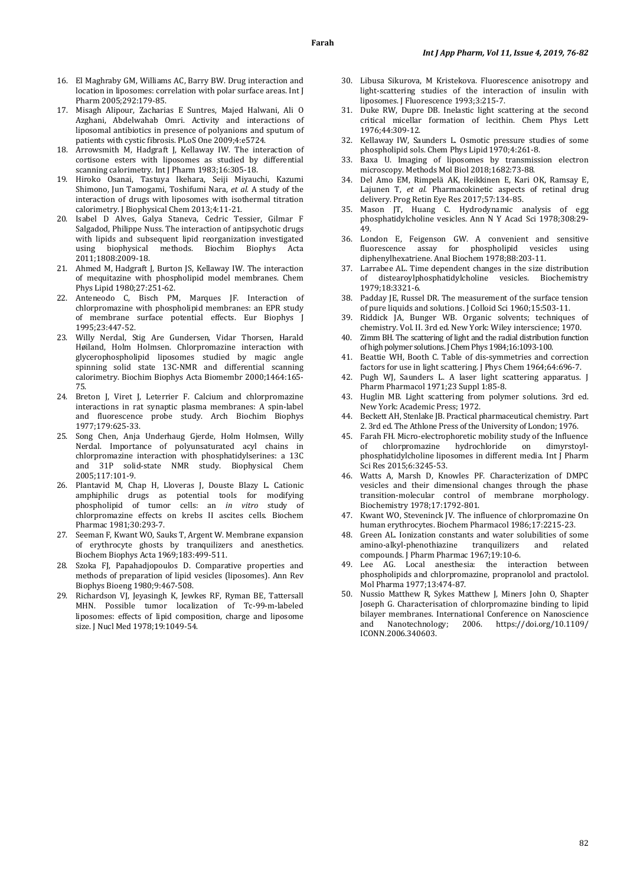16. El Maghraby GM, Williams AC, Barry BW. Drug interaction and location in liposomes: correlation with polar surface areas. Int J Pharm 2005;292:179-85.
17. Misagh Alipour, Zacharias E Suntres, Majed Halwani, Ali O Azghani, Abdelwahab Omri. Activity and interactions of liposomal antibiotics in presence of polyanions and sputum of patients with cystic fibrosis. PLoS One 2009;4:e5724.
18. Arrowsmith M, Hadgraft J, Kellaway IW. The interaction of cortisone esters with liposomes as studied by differential scanning calorimetry. Int J Pharm 1983;16:305-18.
19. Hiroko Osanai, Tastuya Ikehara, Seiji Miyauchi, Kazumi Shimono, Jun Tamogami, Toshifumi Nara, *et al.* A study of the interaction of drugs with liposomes with isothermal titration calorimetry. J Biophysical Chem 2013;4:11-21.
20. Isabel D Alves, Galya Staneva, Cedric Tessier, Gilmar F Salgadod, Philippe Nuss. The interaction of antipsychotic drugs with lipids and subsequent lipid reorganization investigated using biophysical methods. Biochim Biophys Acta 2011;1808:2009-18.
21. Ahmed M, Hadgraft J, Burton JS, Kellaway IW. The interaction of mequitazine with phospholipid model membranes. Chem Phys Lipid 1980;27:251-62.
22. Anteneodo C, Bisch PM, Marques JF. Interaction of chlorpromazine with phospholipid membranes: an EPR study of membrane surface potential effects. Eur Biophys J 1995;23:447-52.
23. Willy Nerdal, Stig Are Gundersen, Vidar Thorsen, Harald Høiland, Holm Holmsen. Chlorpromazine interaction with glycerophospholipid liposomes studied by magic angle spinning solid state 13C-NMR and differential scanning calorimetry. Biochim Biophys Acta Biomembr 2000;1464:165-75.
24. Breton J, Viret J, Leterrier F. Calcium and chlorpromazine interactions in rat synaptic plasma membranes: A spin-label and fluorescence probe study. Arch Biochim Biophys 1977;179:625-33.
25. Song Chen, Anja Underhaug Gjerde, Holm Holmsen, Willy Nerdal. Importance of polyunsaturated acyl chains in chlorpromazine interaction with phosphatidylserines: a 13C and 31P solid-state NMR study. Biophysical Chem 2005;117:101-9.
26. Plantavid M, Chap H, Lloveras J, Douste Blazy L. Cationic amphiphilic drugs as potential tools for modifying phospholipid of tumor cells: an *in vitro* study of chlorpromazine effects on krebs II ascites cells. Biochem Pharmac 1981;30:293-7.
27. Seeman F, Kwant WO, Sauks T, Argent W. Membrane expansion of erythrocyte ghosts by tranquilizers and anesthetics. Biochem Biophys Acta 1969;183:499-511.
28. Szoka FJ, Papahadjopoulos D. Comparative properties and methods of preparation of lipid vesicles (liposomes). Ann Rev Biophys Bioeng 1980;9:467-508.
29. Richardson VJ, Jeyasingh K, Jewkes RF, Ryman BE, Tattersall MHN. Possible tumor localization of Tc-99-m-labeled liposomes: effects of lipid composition, charge and liposome size. J Nucl Med 1978;19:1049-54.
30. Libusa Sikurova, M Kristekova. Fluorescence anisotropy and light-scattering studies of the interaction of insulin with liposomes. J Fluorescence 1993;3:215-7.
31. Duke RW, Dupre DB. Inelastic light scattering at the second critical micellar formation of lecithin. Chem Phys Lett 1976;44:309-12.
32. Kellaway IW, Saunders L. Osmotic pressure studies of some phospholipid sols. Chem Phys Lipid 1970;4:261-8.
33. Baxa U. Imaging of liposomes by transmission electron microscopy. Methods Mol Biol 2018;1682:73-88.
34. Del Amo EM, Rimpelä AK, Heikkinen E, Kari OK, Ramsay E, Lajunen T, *et al.* Pharmacokinetic aspects of retinal drug delivery. Prog Retin Eye Res 2017;57:134-85.
35. Mason JT, Huang C. Hydrodynamic analysis of egg phosphatidylcholine vesicles. Ann N Y Acad Sci 1978;308:29-49.
36. London E, Feigenson GW. A convenient and sensitive fluorescence assay for phospholipid vesicles using diphenylhexatriene. Anal Biochem 1978;88:203-11.
37. Larrabee AL. Time dependent changes in the size distribution of distearoylphosphatidylcholine vesicles. Biochemistry 1979;18:3321-6.
38. Padday JE, Russel DR. The measurement of the surface tension of pure liquids and solutions. J Colloid Sci 1960;15:503-11.
39. Riddick JA, Bunger WB. Organic solvents; techniques of chemistry. Vol. II. 3rd ed. New York: Wiley interscience; 1970.
40. Zimm BH. The scattering of light and the radial distribution function of high polymer solutions. J Chem Phys 1984;16:1093-100.
41. Beattie WH, Booth C. Table of dis-symmetries and correction factors for use in light scattering. J Phys Chem 1964;64:696-7.
42. Pugh WJ, Saunders L. A laser light scattering apparatus. J Pharm Pharmacol 1971;23 Suppl 1:85-8.
43. Huglin MB. Light scattering from polymer solutions. 3rd ed. New York: Academic Press; 1972.
44. Beckett AH, Stenlake JB. Practical pharmaceutical chemistry. Part 2. 3rd ed. The Athlone Press of the University of London; 1976.
45. Farah FH. Micro-electrophoretic mobility study of the Influence of chlorpromazine hydrochloride on dimyrstoyl-phosphatidylcholine liposomes in different media. Int J Pharm Sci Res 2015;6:3245-53.
46. Watts A, Marsh D, Knowles PF. Characterization of DMPC vesicles and their dimensional changes through the phase transition-molecular control of membrane morphology. Biochemistry 1978;17:1792-801.
47. Kwant WO, Steveninck JV. The influence of chlorpromazine On human erythrocytes. Biochem Pharmacol 1986;17:2215-23.
48. Green AL. Ionization constants and water solubilities of some amino-alkyl-phenothiazine tranquilizers and related compounds. J Pharm Pharmac 1967;19:10-6.
49. Lee AG. Local anesthesia: the interaction between phospholipids and chlorpromazine, propranolol and practolol. Mol Pharma 1977;13:474-87.
50. Nussio Matthew R, Sykes Matthew J, Miners John O, Shapter Joseph G. Characterisation of chlorpromazine binding to lipid bilayer membranes. International Conference on Nanoscience and Nanotechnology; 2006. https://doi.org/10.1109/ICONN.2006.340603.